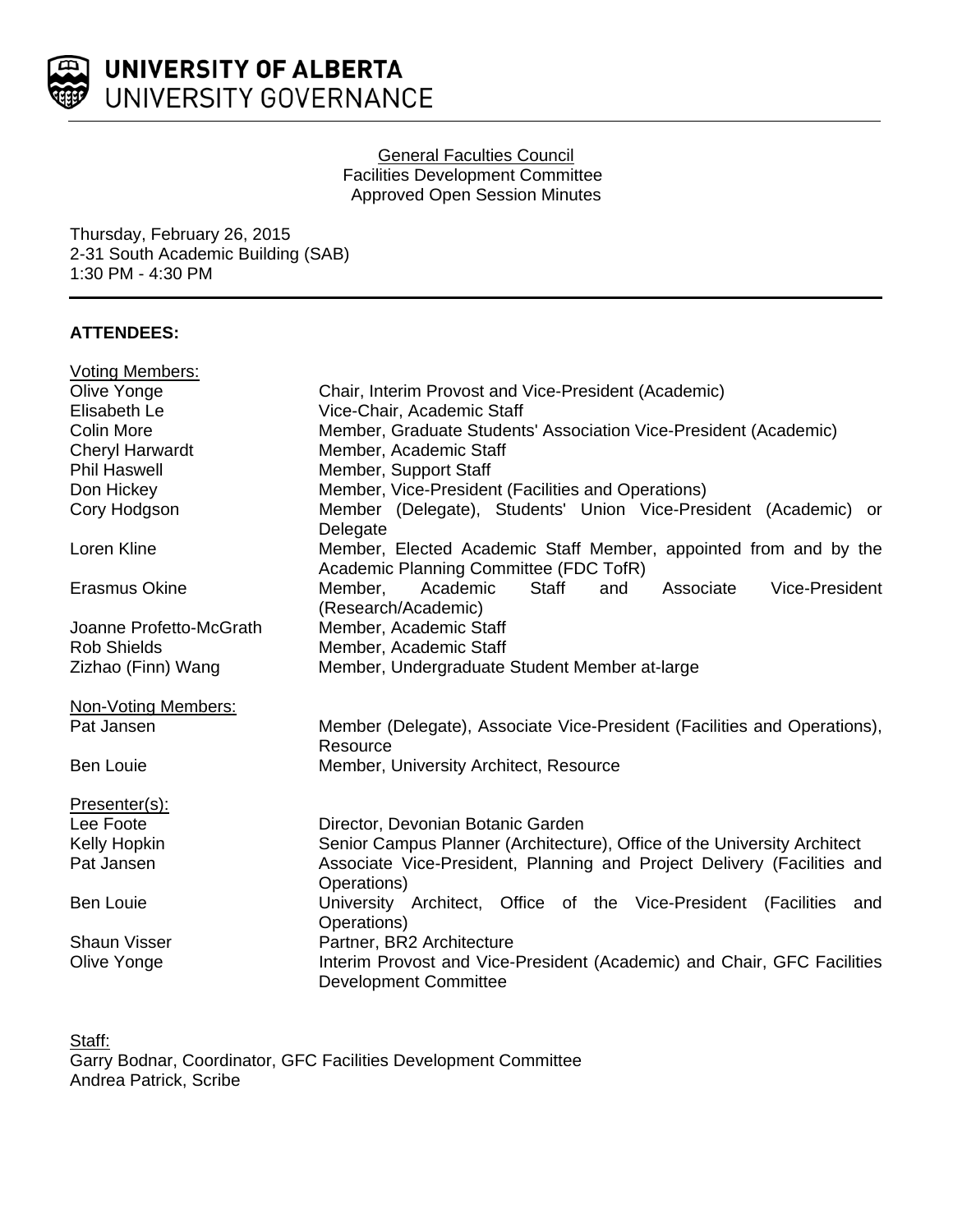# UNIVERSITY OF ALBERTA
## UNIVERSITY GOVERNANCE

General Faculties Council
Facilities Development Committee
Approved Open Session Minutes

Thursday, February 26, 2015
2-31 South Academic Building (SAB)
1:30 PM - 4:30 PM

**ATTENDEES:**

Voting Members:

| | |
|---|---|
| Olive Yonge | Chair, Interim Provost and Vice-President (Academic) |
| Elisabeth Le | Vice-Chair, Academic Staff |
| Colin More | Member, Graduate Students' Association Vice-President (Academic) |
| Cheryl Harwardt | Member, Academic Staff |
| Phil Haswell | Member, Support Staff |
| Don Hickey | Member, Vice-President (Facilities and Operations) |
| Cory Hodgson | Member (Delegate), Students' Union Vice-President (Academic) or Delegate |
| Loren Kline | Member, Elected Academic Staff Member, appointed from and by the Academic Planning Committee (FDC TofR) |
| Erasmus Okine | Member, Academic Staff and Associate Vice-President (Research/Academic) |
| Joanne Profetto-McGrath | Member, Academic Staff |
| Rob Shields | Member, Academic Staff |
| Zizhao (Finn) Wang | Member, Undergraduate Student Member at-large |

Non-Voting Members:

| | |
|---|---|
| Pat Jansen | Member (Delegate), Associate Vice-President (Facilities and Operations), Resource |
| Ben Louie | Member, University Architect, Resource |

Presenter(s):

| | |
|---|---|
| Lee Foote | Director, Devonian Botanic Garden |
| Kelly Hopkin | Senior Campus Planner (Architecture), Office of the University Architect |
| Pat Jansen | Associate Vice-President, Planning and Project Delivery (Facilities and Operations) |
| Ben Louie | University Architect, Office of the Vice-President (Facilities and Operations) |
| Shaun Visser | Partner, BR2 Architecture |
| Olive Yonge | Interim Provost and Vice-President (Academic) and Chair, GFC Facilities Development Committee |

Staff:
Garry Bodnar, Coordinator, GFC Facilities Development Committee
Andrea Patrick, Scribe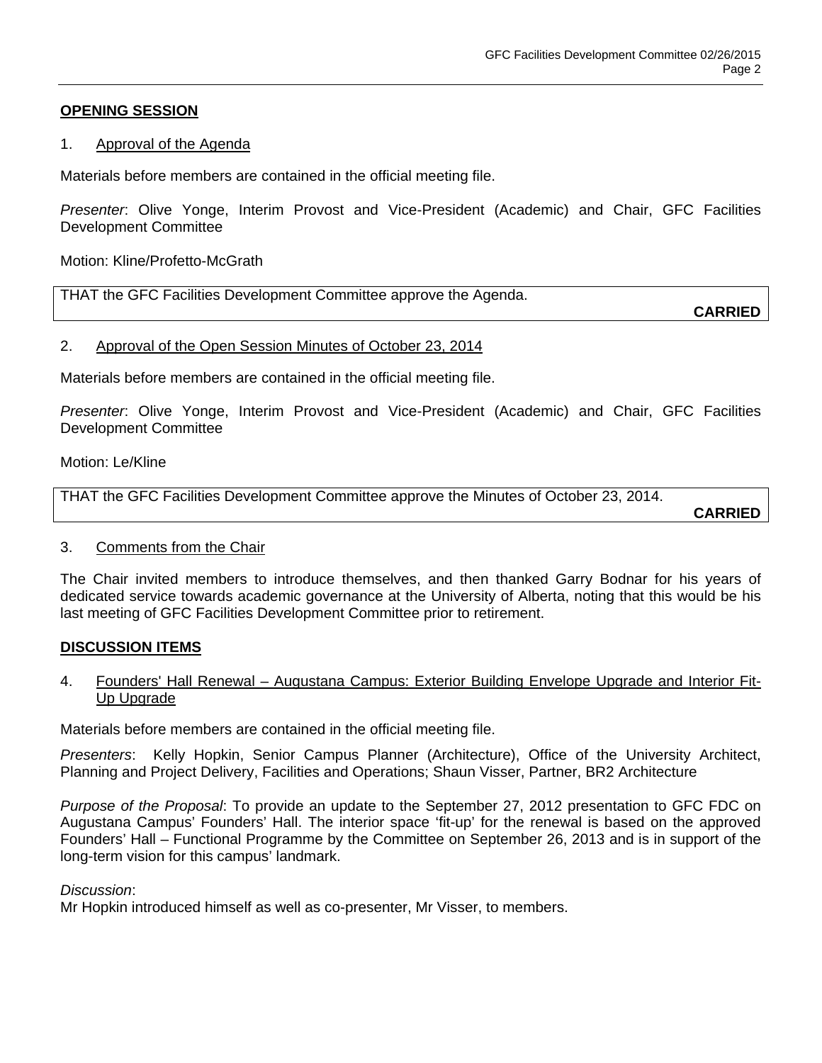**OPENING SESSION**

1. Approval of the Agenda

Materials before members are contained in the official meeting file.

*Presenter*: Olive Yonge, Interim Provost and Vice-President (Academic) and Chair, GFC Facilities Development Committee

Motion: Kline/Profetto-McGrath

THAT the GFC Facilities Development Committee approve the Agenda.

**CARRIED**

2. Approval of the Open Session Minutes of October 23, 2014

Materials before members are contained in the official meeting file.

*Presenter*: Olive Yonge, Interim Provost and Vice-President (Academic) and Chair, GFC Facilities Development Committee

Motion: Le/Kline

THAT the GFC Facilities Development Committee approve the Minutes of October 23, 2014.

**CARRIED**

3. Comments from the Chair

The Chair invited members to introduce themselves, and then thanked Garry Bodnar for his years of dedicated service towards academic governance at the University of Alberta, noting that this would be his last meeting of GFC Facilities Development Committee prior to retirement.

**DISCUSSION ITEMS**

4. Founders' Hall Renewal – Augustana Campus: Exterior Building Envelope Upgrade and Interior Fit-Up Upgrade

Materials before members are contained in the official meeting file.

*Presenters*: Kelly Hopkin, Senior Campus Planner (Architecture), Office of the University Architect, Planning and Project Delivery, Facilities and Operations; Shaun Visser, Partner, BR2 Architecture

*Purpose of the Proposal*: To provide an update to the September 27, 2012 presentation to GFC FDC on Augustana Campus' Founders' Hall. The interior space 'fit-up' for the renewal is based on the approved Founders' Hall – Functional Programme by the Committee on September 26, 2013 and is in support of the long-term vision for this campus' landmark.

*Discussion*:
Mr Hopkin introduced himself as well as co-presenter, Mr Visser, to members.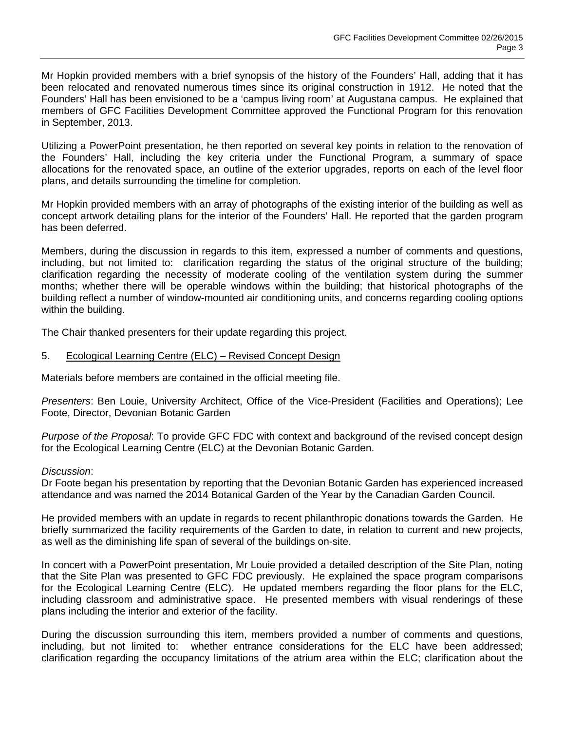Mr Hopkin provided members with a brief synopsis of the history of the Founders' Hall, adding that it has been relocated and renovated numerous times since its original construction in 1912. He noted that the Founders' Hall has been envisioned to be a 'campus living room' at Augustana campus. He explained that members of GFC Facilities Development Committee approved the Functional Program for this renovation in September, 2013.

Utilizing a PowerPoint presentation, he then reported on several key points in relation to the renovation of the Founders' Hall, including the key criteria under the Functional Program, a summary of space allocations for the renovated space, an outline of the exterior upgrades, reports on each of the level floor plans, and details surrounding the timeline for completion.

Mr Hopkin provided members with an array of photographs of the existing interior of the building as well as concept artwork detailing plans for the interior of the Founders' Hall. He reported that the garden program has been deferred.

Members, during the discussion in regards to this item, expressed a number of comments and questions, including, but not limited to: clarification regarding the status of the original structure of the building; clarification regarding the necessity of moderate cooling of the ventilation system during the summer months; whether there will be operable windows within the building; that historical photographs of the building reflect a number of window-mounted air conditioning units, and concerns regarding cooling options within the building.

The Chair thanked presenters for their update regarding this project.

5. Ecological Learning Centre (ELC) – Revised Concept Design

Materials before members are contained in the official meeting file.

*Presenters*: Ben Louie, University Architect, Office of the Vice-President (Facilities and Operations); Lee Foote, Director, Devonian Botanic Garden

*Purpose of the Proposal*: To provide GFC FDC with context and background of the revised concept design for the Ecological Learning Centre (ELC) at the Devonian Botanic Garden.

*Discussion*:

Dr Foote began his presentation by reporting that the Devonian Botanic Garden has experienced increased attendance and was named the 2014 Botanical Garden of the Year by the Canadian Garden Council.

He provided members with an update in regards to recent philanthropic donations towards the Garden. He briefly summarized the facility requirements of the Garden to date, in relation to current and new projects, as well as the diminishing life span of several of the buildings on-site.

In concert with a PowerPoint presentation, Mr Louie provided a detailed description of the Site Plan, noting that the Site Plan was presented to GFC FDC previously. He explained the space program comparisons for the Ecological Learning Centre (ELC). He updated members regarding the floor plans for the ELC, including classroom and administrative space. He presented members with visual renderings of these plans including the interior and exterior of the facility.

During the discussion surrounding this item, members provided a number of comments and questions, including, but not limited to: whether entrance considerations for the ELC have been addressed; clarification regarding the occupancy limitations of the atrium area within the ELC; clarification about the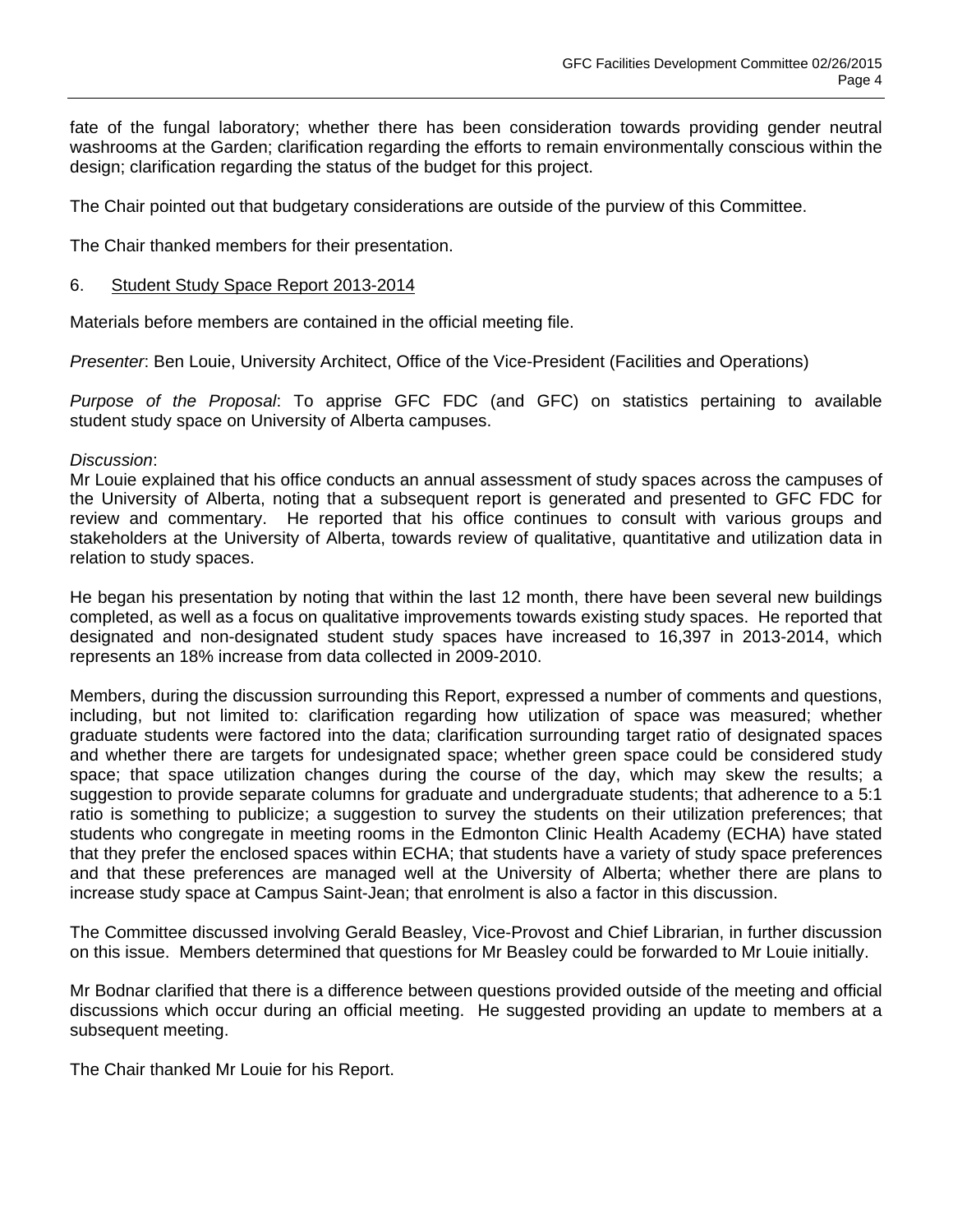fate of the fungal laboratory; whether there has been consideration towards providing gender neutral washrooms at the Garden; clarification regarding the efforts to remain environmentally conscious within the design; clarification regarding the status of the budget for this project.

The Chair pointed out that budgetary considerations are outside of the purview of this Committee.

The Chair thanked members for their presentation.

6. <u>Student Study Space Report 2013-2014</u>

Materials before members are contained in the official meeting file.

*Presenter*: Ben Louie, University Architect, Office of the Vice-President (Facilities and Operations)

*Purpose of the Proposal*: To apprise GFC FDC (and GFC) on statistics pertaining to available student study space on University of Alberta campuses.

*Discussion*:
Mr Louie explained that his office conducts an annual assessment of study spaces across the campuses of the University of Alberta, noting that a subsequent report is generated and presented to GFC FDC for review and commentary. He reported that his office continues to consult with various groups and stakeholders at the University of Alberta, towards review of qualitative, quantitative and utilization data in relation to study spaces.

He began his presentation by noting that within the last 12 month, there have been several new buildings completed, as well as a focus on qualitative improvements towards existing study spaces. He reported that designated and non-designated student study spaces have increased to 16,397 in 2013-2014, which represents an 18% increase from data collected in 2009-2010.

Members, during the discussion surrounding this Report, expressed a number of comments and questions, including, but not limited to: clarification regarding how utilization of space was measured; whether graduate students were factored into the data; clarification surrounding target ratio of designated spaces and whether there are targets for undesignated space; whether green space could be considered study space; that space utilization changes during the course of the day, which may skew the results; a suggestion to provide separate columns for graduate and undergraduate students; that adherence to a 5:1 ratio is something to publicize; a suggestion to survey the students on their utilization preferences; that students who congregate in meeting rooms in the Edmonton Clinic Health Academy (ECHA) have stated that they prefer the enclosed spaces within ECHA; that students have a variety of study space preferences and that these preferences are managed well at the University of Alberta; whether there are plans to increase study space at Campus Saint-Jean; that enrolment is also a factor in this discussion.

The Committee discussed involving Gerald Beasley, Vice-Provost and Chief Librarian, in further discussion on this issue. Members determined that questions for Mr Beasley could be forwarded to Mr Louie initially.

Mr Bodnar clarified that there is a difference between questions provided outside of the meeting and official discussions which occur during an official meeting. He suggested providing an update to members at a subsequent meeting.

The Chair thanked Mr Louie for his Report.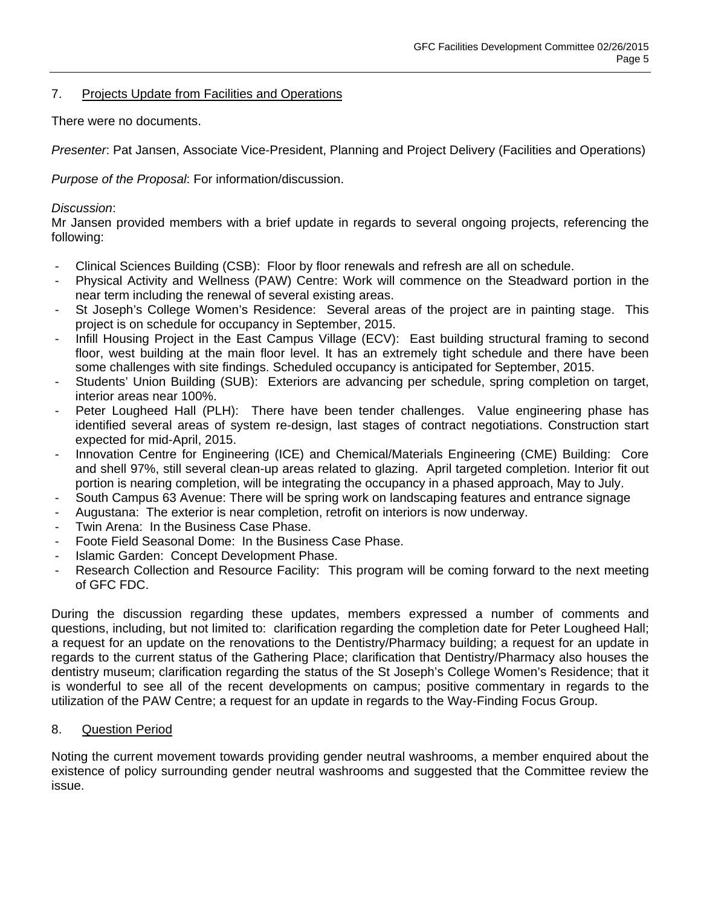## 7. Projects Update from Facilities and Operations

There were no documents.

*Presenter*: Pat Jansen, Associate Vice-President, Planning and Project Delivery (Facilities and Operations)

*Purpose of the Proposal*: For information/discussion.

*Discussion*:
Mr Jansen provided members with a brief update in regards to several ongoing projects, referencing the following:

- Clinical Sciences Building (CSB): Floor by floor renewals and refresh are all on schedule.
- Physical Activity and Wellness (PAW) Centre: Work will commence on the Steadward portion in the near term including the renewal of several existing areas.
- St Joseph's College Women's Residence: Several areas of the project are in painting stage. This project is on schedule for occupancy in September, 2015.
- Infill Housing Project in the East Campus Village (ECV): East building structural framing to second floor, west building at the main floor level. It has an extremely tight schedule and there have been some challenges with site findings. Scheduled occupancy is anticipated for September, 2015.
- Students' Union Building (SUB): Exteriors are advancing per schedule, spring completion on target, interior areas near 100%.
- Peter Lougheed Hall (PLH): There have been tender challenges. Value engineering phase has identified several areas of system re-design, last stages of contract negotiations. Construction start expected for mid-April, 2015.
- Innovation Centre for Engineering (ICE) and Chemical/Materials Engineering (CME) Building: Core and shell 97%, still several clean-up areas related to glazing. April targeted completion. Interior fit out portion is nearing completion, will be integrating the occupancy in a phased approach, May to July.
- South Campus 63 Avenue: There will be spring work on landscaping features and entrance signage
- Augustana: The exterior is near completion, retrofit on interiors is now underway.
- Twin Arena: In the Business Case Phase.
- Foote Field Seasonal Dome: In the Business Case Phase.
- Islamic Garden: Concept Development Phase.
- Research Collection and Resource Facility: This program will be coming forward to the next meeting of GFC FDC.

During the discussion regarding these updates, members expressed a number of comments and questions, including, but not limited to: clarification regarding the completion date for Peter Lougheed Hall; a request for an update on the renovations to the Dentistry/Pharmacy building; a request for an update in regards to the current status of the Gathering Place; clarification that Dentistry/Pharmacy also houses the dentistry museum; clarification regarding the status of the St Joseph's College Women's Residence; that it is wonderful to see all of the recent developments on campus; positive commentary in regards to the utilization of the PAW Centre; a request for an update in regards to the Way-Finding Focus Group.

## 8. Question Period

Noting the current movement towards providing gender neutral washrooms, a member enquired about the existence of policy surrounding gender neutral washrooms and suggested that the Committee review the issue.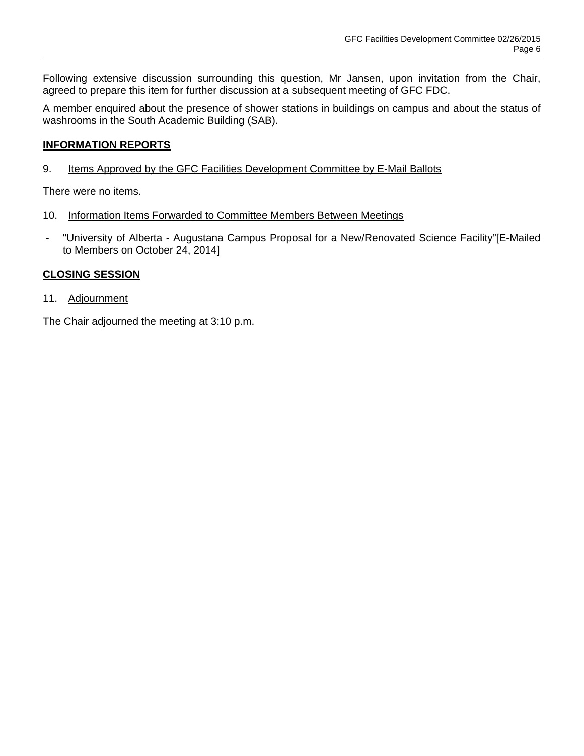Following extensive discussion surrounding this question, Mr Jansen, upon invitation from the Chair, agreed to prepare this item for further discussion at a subsequent meeting of GFC FDC.

A member enquired about the presence of shower stations in buildings on campus and about the status of washrooms in the South Academic Building (SAB).

## INFORMATION REPORTS

9. Items Approved by the GFC Facilities Development Committee by E-Mail Ballots

There were no items.

10. Information Items Forwarded to Committee Members Between Meetings

- "University of Alberta - Augustana Campus Proposal for a New/Renovated Science Facility"[E-Mailed to Members on October 24, 2014]

## CLOSING SESSION

11. Adjournment

The Chair adjourned the meeting at 3:10 p.m.